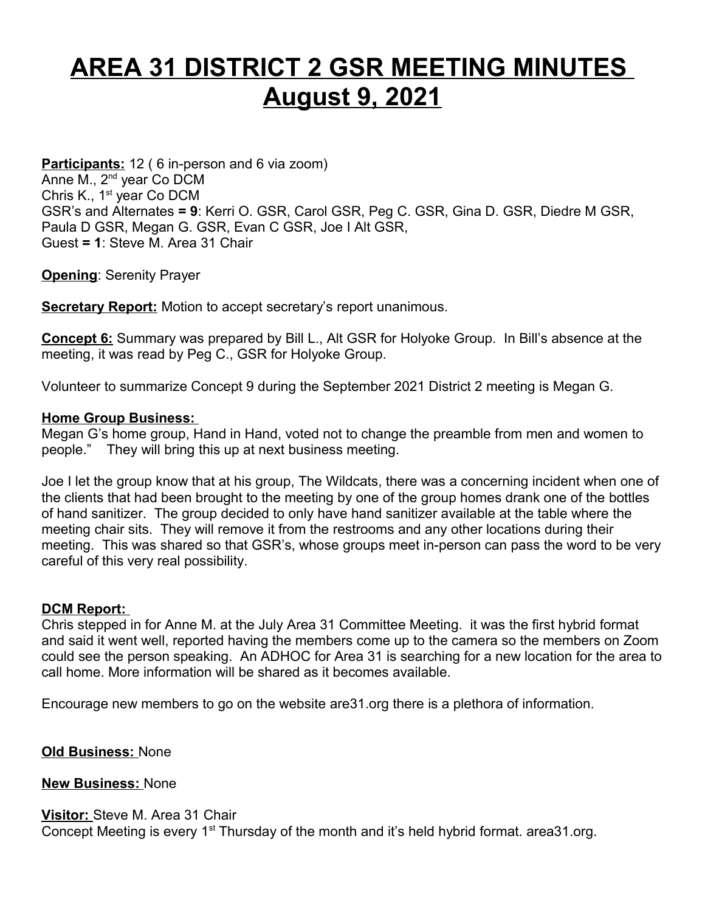# AREA 31 DISTRICT 2 GSR MEETING MINUTES August 9, 2021

**Participants:** 12 ( 6 in-person and 6 via zoom)
Anne M., 2nd year Co DCM
Chris K., 1st year Co DCM
GSR's and Alternates **= 9**: Kerri O. GSR, Carol GSR, Peg C. GSR, Gina D. GSR, Diedre M GSR, Paula D GSR, Megan G. GSR, Evan C GSR, Joe I Alt GSR,
Guest **= 1**: Steve M. Area 31 Chair

**Opening**: Serenity Prayer

**Secretary Report:** Motion to accept secretary's report unanimous.

**Concept 6:** Summary was prepared by Bill L., Alt GSR for Holyoke Group. In Bill's absence at the meeting, it was read by Peg C., GSR for Holyoke Group.

Volunteer to summarize Concept 9 during the September 2021 District 2 meeting is Megan G.

**Home Group Business:**

Megan G's home group, Hand in Hand, voted not to change the preamble from men and women to people." They will bring this up at next business meeting.

Joe I let the group know that at his group, The Wildcats, there was a concerning incident when one of the clients that had been brought to the meeting by one of the group homes drank one of the bottles of hand sanitizer. The group decided to only have hand sanitizer available at the table where the meeting chair sits. They will remove it from the restrooms and any other locations during their meeting. This was shared so that GSR's, whose groups meet in-person can pass the word to be very careful of this very real possibility.

**DCM Report:**

Chris stepped in for Anne M. at the July Area 31 Committee Meeting. it was the first hybrid format and said it went well, reported having the members come up to the camera so the members on Zoom could see the person speaking. An ADHOC for Area 31 is searching for a new location for the area to call home. More information will be shared as it becomes available.

Encourage new members to go on the website are31.org there is a plethora of information.

**Old Business:** None

**New Business:** None

**Visitor:** Steve M. Area 31 Chair
Concept Meeting is every 1st Thursday of the month and it's held hybrid format. area31.org.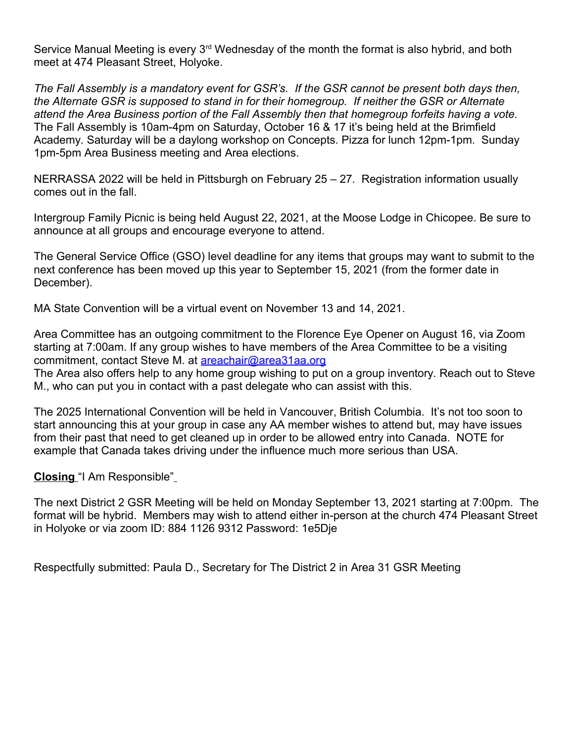Service Manual Meeting is every 3rd Wednesday of the month the format is also hybrid, and both meet at 474 Pleasant Street, Holyoke.

*The Fall Assembly is a mandatory event for GSR's. If the GSR cannot be present both days then, the Alternate GSR is supposed to stand in for their homegroup. If neither the GSR or Alternate attend the Area Business portion of the Fall Assembly then that homegroup forfeits having a vote.* The Fall Assembly is 10am-4pm on Saturday, October 16 & 17 it's being held at the Brimfield Academy. Saturday will be a daylong workshop on Concepts. Pizza for lunch 12pm-1pm. Sunday 1pm-5pm Area Business meeting and Area elections.

NERRASSA 2022 will be held in Pittsburgh on February 25 – 27. Registration information usually comes out in the fall.

Intergroup Family Picnic is being held August 22, 2021, at the Moose Lodge in Chicopee. Be sure to announce at all groups and encourage everyone to attend.

The General Service Office (GSO) level deadline for any items that groups may want to submit to the next conference has been moved up this year to September 15, 2021 (from the former date in December).

MA State Convention will be a virtual event on November 13 and 14, 2021.

Area Committee has an outgoing commitment to the Florence Eye Opener on August 16, via Zoom starting at 7:00am. If any group wishes to have members of the Area Committee to be a visiting commitment, contact Steve M. at areachair@area31aa.org
The Area also offers help to any home group wishing to put on a group inventory. Reach out to Steve M., who can put you in contact with a past delegate who can assist with this.

The 2025 International Convention will be held in Vancouver, British Columbia. It's not too soon to start announcing this at your group in case any AA member wishes to attend but, may have issues from their past that need to get cleaned up in order to be allowed entry into Canada. NOTE for example that Canada takes driving under the influence much more serious than USA.

**Closing** "I Am Responsible"

The next District 2 GSR Meeting will be held on Monday September 13, 2021 starting at 7:00pm. The format will be hybrid. Members may wish to attend either in-person at the church 474 Pleasant Street in Holyoke or via zoom ID: 884 1126 9312 Password: 1e5Dje

Respectfully submitted: Paula D., Secretary for The District 2 in Area 31 GSR Meeting